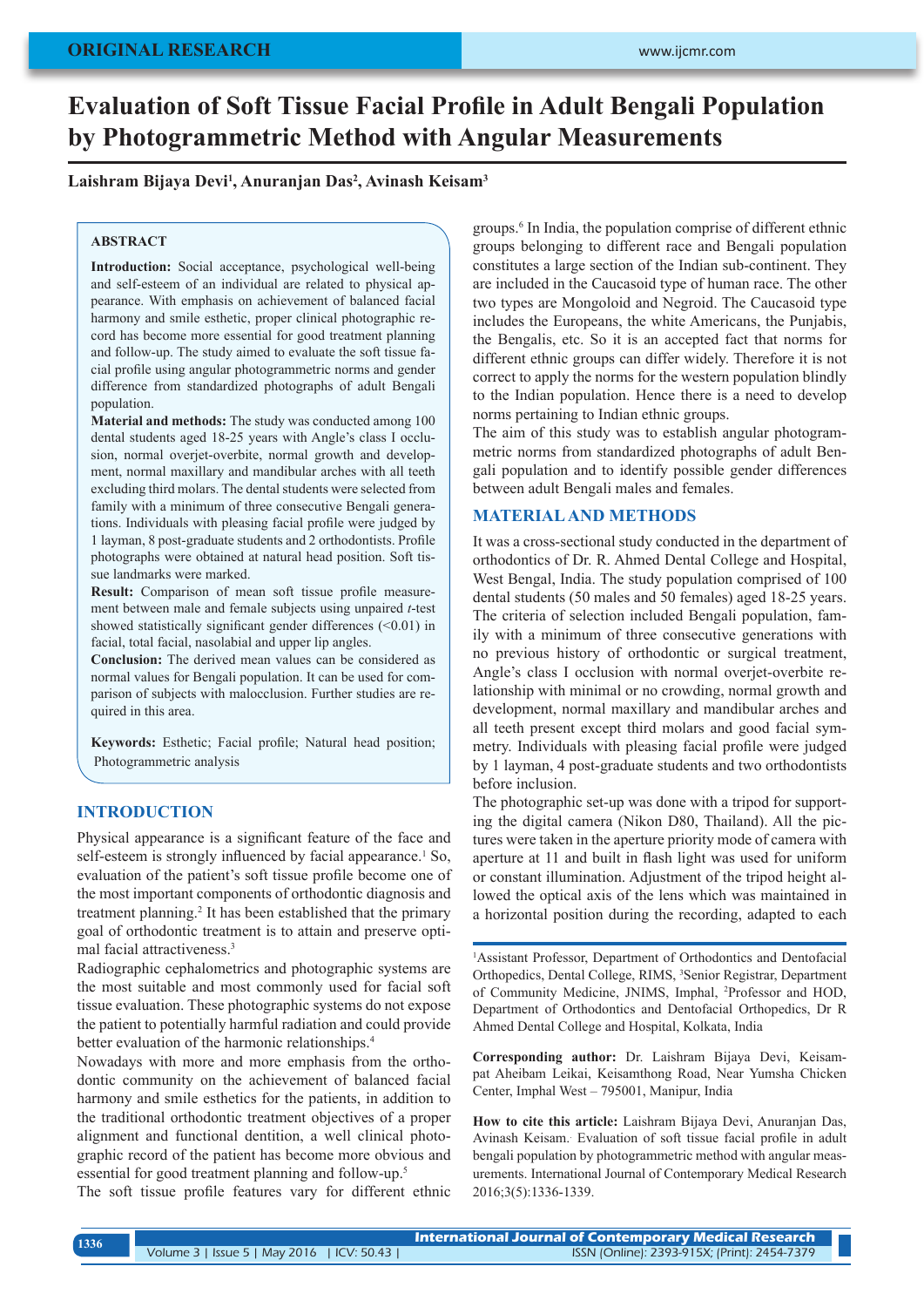# Evaluation of Soft Tissue Facial Profile in Adult Bengali Population by Photogrammetric Method with Angular Measurements

**Laishram Bijaya Devi[1], Anuranjan Das[2], Avinash Keisam[3]**

## ABSTRACT

**Introduction:** Social acceptance, psychological well-being and self-esteem of an individual are related to physical appearance. With emphasis on achievement of balanced facial harmony and smile esthetic, proper clinical photographic record has become more essential for good treatment planning and follow-up. The study aimed to evaluate the soft tissue facial profile using angular photogrammetric norms and gender difference from standardized photographs of adult Bengali population.

**Material and methods:** The study was conducted among 100 dental students aged 18-25 years with Angle's class I occlusion, normal overjet-overbite, normal growth and development, normal maxillary and mandibular arches with all teeth excluding third molars. The dental students were selected from family with a minimum of three consecutive Bengali generations. Individuals with pleasing facial profile were judged by 1 layman, 8 post-graduate students and 2 orthodontists. Profile photographs were obtained at natural head position. Soft tissue landmarks were marked.

**Result:** Comparison of mean soft tissue profile measurement between male and female subjects using unpaired *t*-test showed statistically significant gender differences (<0.01) in facial, total facial, nasolabial and upper lip angles.

**Conclusion:** The derived mean values can be considered as normal values for Bengali population. It can be used for comparison of subjects with malocclusion. Further studies are required in this area.

**Keywords:** Esthetic; Facial profile; Natural head position; Photogrammetric analysis

## INTRODUCTION

Physical appearance is a significant feature of the face and self-esteem is strongly influenced by facial appearance.[1] So, evaluation of the patient's soft tissue profile become one of the most important components of orthodontic diagnosis and treatment planning.[2] It has been established that the primary goal of orthodontic treatment is to attain and preserve optimal facial attractiveness.[3]

Radiographic cephalometrics and photographic systems are the most suitable and most commonly used for facial soft tissue evaluation. These photographic systems do not expose the patient to potentially harmful radiation and could provide better evaluation of the harmonic relationships.[4]

Nowadays with more and more emphasis from the orthodontic community on the achievement of balanced facial harmony and smile esthetics for the patients, in addition to the traditional orthodontic treatment objectives of a proper alignment and functional dentition, a well clinical photographic record of the patient has become more obvious and essential for good treatment planning and follow-up.[5]

The soft tissue profile features vary for different ethnic groups.[6] In India, the population comprise of different ethnic groups belonging to different race and Bengali population constitutes a large section of the Indian sub-continent. They are included in the Caucasoid type of human race. The other two types are Mongoloid and Negroid. The Caucasoid type includes the Europeans, the white Americans, the Punjabis, the Bengalis, etc. So it is an accepted fact that norms for different ethnic groups can differ widely. Therefore it is not correct to apply the norms for the western population blindly to the Indian population. Hence there is a need to develop norms pertaining to Indian ethnic groups.

The aim of this study was to establish angular photogrammetric norms from standardized photographs of adult Bengali population and to identify possible gender differences between adult Bengali males and females.

## MATERIAL AND METHODS

It was a cross-sectional study conducted in the department of orthodontics of Dr. R. Ahmed Dental College and Hospital, West Bengal, India. The study population comprised of 100 dental students (50 males and 50 females) aged 18-25 years. The criteria of selection included Bengali population, family with a minimum of three consecutive generations with no previous history of orthodontic or surgical treatment, Angle's class I occlusion with normal overjet-overbite relationship with minimal or no crowding, normal growth and development, normal maxillary and mandibular arches and all teeth present except third molars and good facial symmetry. Individuals with pleasing facial profile were judged by 1 layman, 4 post-graduate students and two orthodontists before inclusion.

The photographic set-up was done with a tripod for supporting the digital camera (Nikon D80, Thailand). All the pictures were taken in the aperture priority mode of camera with aperture at 11 and built in flash light was used for uniform or constant illumination. Adjustment of the tripod height allowed the optical axis of the lens which was maintained in a horizontal position during the recording, adapted to each

---

[1]Assistant Professor, Department of Orthodontics and Dentofacial Orthopedics, Dental College, RIMS, [3]Senior Registrar, Department of Community Medicine, JNIMS, Imphal, [2]Professor and HOD, Department of Orthodontics and Dentofacial Orthopedics, Dr R Ahmed Dental College and Hospital, Kolkata, India

**Corresponding author:** Dr. Laishram Bijaya Devi, Keisampat Aheibam Leikai, Keisamthong Road, Near Yumsha Chicken Center, Imphal West – 795001, Manipur, India

**How to cite this article:** Laishram Bijaya Devi, Anuranjan Das, Avinash Keisam. Evaluation of soft tissue facial profile in adult bengali population by photogrammetric method with angular measurements. International Journal of Contemporary Medical Research 2016;3(5):1336-1339.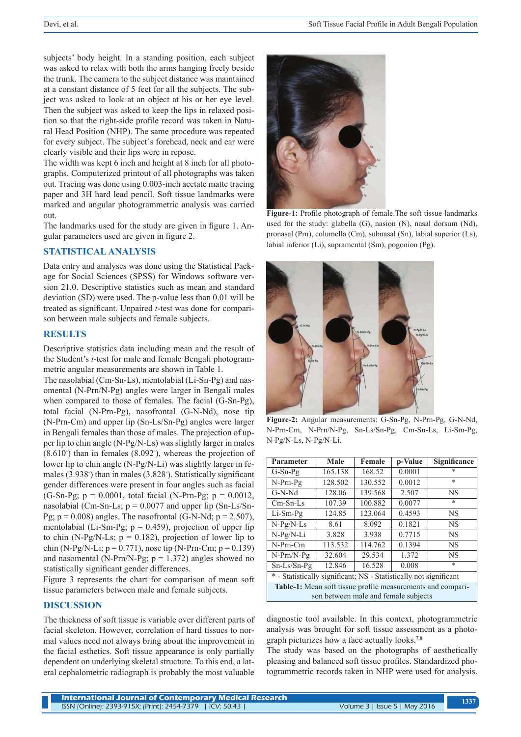subjects' body height. In a standing position, each subject was asked to relax with both the arms hanging freely beside the trunk. The camera to the subject distance was maintained at a constant distance of 5 feet for all the subjects. The subject was asked to look at an object at his or her eye level. Then the subject was asked to keep the lips in relaxed position so that the right-side profile record was taken in Natural Head Position (NHP). The same procedure was repeated for every subject. The subject`s forehead, neck and ear were clearly visible and their lips were in repose.

The width was kept 6 inch and height at 8 inch for all photographs. Computerized printout of all photographs was taken out. Tracing was done using 0.003-inch acetate matte tracing paper and 3H hard lead pencil. Soft tissue landmarks were marked and angular photogrammetric analysis was carried out.

The landmarks used for the study are given in figure 1. Angular parameters used are given in figure 2.

## STATISTICAL ANALYSIS

Data entry and analyses was done using the Statistical Package for Social Sciences (SPSS) for Windows software version 21.0. Descriptive statistics such as mean and standard deviation (SD) were used. The p-value less than 0.01 will be treated as significant. Unpaired *t*-test was done for comparison between male subjects and female subjects.

## RESULTS

Descriptive statistics data including mean and the result of the Student's *t*-test for male and female Bengali photogrammetric angular measurements are shown in Table 1.

The nasolabial (Cm-Sn-Ls), mentolabial (Li-Sn-Pg) and nasomental (N-Prn/N-Pg) angles were larger in Bengali males when compared to those of females. The facial (G-Sn-Pg), total facial (N-Prn-Pg), nasofrontal (G-N-Nd), nose tip (N-Prn-Cm) and upper lip (Sn-Ls/Sn-Pg) angles were larger in Bengali females than those of males. The projection of upper lip to chin angle (N-Pg/N-Ls) was slightly larger in males (8.610°) than in females (8.092°), whereas the projection of lower lip to chin angle (N-Pg/N-Li) was slightly larger in females (3.938°) than in males (3.828°). Statistically significant gender differences were present in four angles such as facial (G-Sn-Pg; p = 0.0001, total facial (N-Prn-Pg; p = 0.0012, nasolabial (Cm-Sn-Ls; p = 0.0077 and upper lip (Sn-Ls/Sn-Pg; p = 0.008) angles. The nasofrontal (G-N-Nd; p = 2.507), mentolabial (Li-Sm-Pg; p = 0.459), projection of upper lip to chin (N-Pg/N-Ls; p = 0.182), projection of lower lip to chin (N-Pg/N-Li; p = 0.771), nose tip (N-Prn-Cm; p = 0.139) and nasomental (N-Prn/N-Pg; p = 1.372) angles showed no statistically significant gender differences.

Figure 3 represents the chart for comparison of mean soft tissue parameters between male and female subjects.

## DISCUSSION

The thickness of soft tissue is variable over different parts of facial skeleton. However, correlation of hard tissues to normal values need not always bring about the improvement in the facial esthetics. Soft tissue appearance is only partially dependent on underlying skeletal structure. To this end, a lateral cephalometric radiograph is probably the most valuable diagnostic tool available. In this context, photogrammetric analysis was brought for soft tissue assessment as a photograph picturizes how a face actually looks.[7,8]

The study was based on the photographs of aesthetically pleasing and balanced soft tissue profiles. Standardized photogrammetric records taken in NHP were used for analysis.

**Figure-1:** Profile photograph of female.The soft tissue landmarks used for the study: glabella (G), nasion (N), nasal dorsum (Nd), pronasal (Prn), columella (Cm), subnasal (Sn), labial superior (Ls), labial inferior (Li), supramental (Sm), pogonion (Pg).

**Figure-2:** Angular measurements: G-Sn-Pg, N-Prn-Pg, G-N-Nd, N-Prn-Cm, N-Prn/N-Pg, Sn-Ls/Sn-Pg, Cm-Sn-Ls, Li-Sm-Pg, N-Pg/N-Ls, N-Pg/N-Li.

| Parameter | Male | Female | p-Value | Significance |
|---|---|---|---|---|
| G-Sn-Pg | 165.138 | 168.52 | 0.0001 | * |
| N-Prn-Pg | 128.502 | 130.552 | 0.0012 | * |
| G-N-Nd | 128.06 | 139.568 | 2.507 | NS |
| Cm-Sn-Ls | 107.39 | 100.882 | 0.0077 | * |
| Li-Sm-Pg | 124.85 | 123.064 | 0.4593 | NS |
| N-Pg/N-Ls | 8.61 | 8.092 | 0.1821 | NS |
| N-Pg/N-Li | 3.828 | 3.938 | 0.7715 | NS |
| N-Prn-Cm | 113.532 | 114.762 | 0.1394 | NS |
| N-Prn/N-Pg | 32.604 | 29.534 | 1.372 | NS |
| Sn-Ls/Sn-Pg | 12.846 | 16.528 | 0.008 | * |

* - Statistically significant; NS - Statistically not significant

**Table-1:** Mean soft tissue profile measurements and comparison between male and female subjects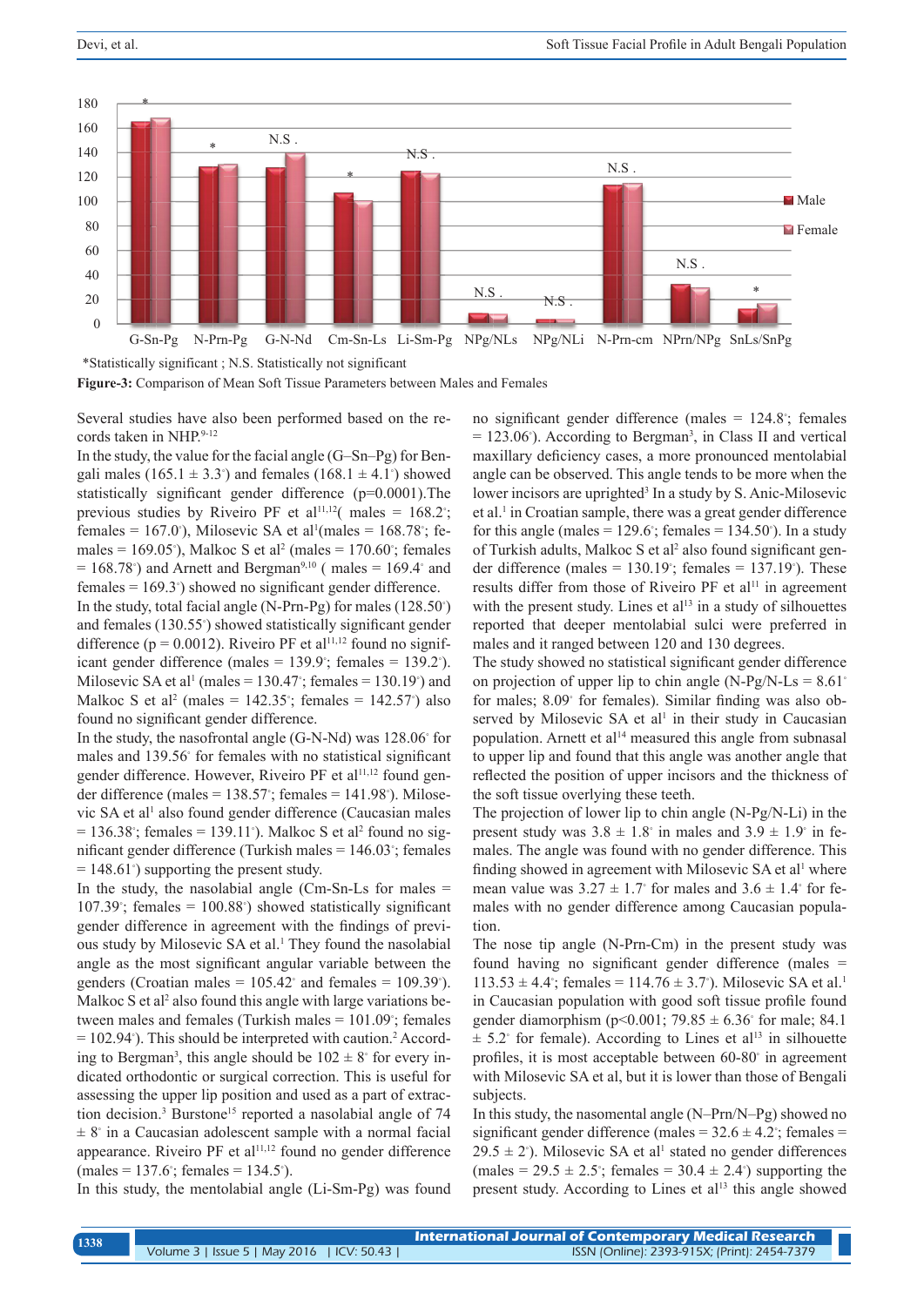*Statistically significant ; N.S. Statistically not significant

**Figure-3:** Comparison of Mean Soft Tissue Parameters between Males and Females

Several studies have also been performed based on the records taken in NHP.[9-12]

In the study, the value for the facial angle (G–Sn–Pg) for Bengali males (165.1 ± 3.3°) and females (168.1 ± 4.1°) showed statistically significant gender difference (p=0.0001).The previous studies by Riveiro PF et al[11,12]( males = 168.2°; females = 167.0°), Milosevic SA et al[1](males = 168.78°; females = 169.05°), Malkoc S et al[2] (males = 170.60°; females = 168.78°) and Arnett and Bergman[9,10] ( males = 169.4° and females = 169.3°) showed no significant gender difference.

In the study, total facial angle (N-Prn-Pg) for males (128.50°) and females (130.55°) showed statistically significant gender difference (p = 0.0012). Riveiro PF et al[11,12] found no significant gender difference (males = 139.9°; females = 139.2°). Milosevic SA et al[1] (males = 130.47°; females = 130.19°) and Malkoc S et al[2] (males = 142.35°; females = 142.57°) also found no significant gender difference.

In the study, the nasofrontal angle (G-N-Nd) was 128.06° for males and 139.56° for females with no statistical significant gender difference. However, Riveiro PF et al[11,12] found gender difference (males = 138.57°; females = 141.98°). Milosevic SA et al[1] also found gender difference (Caucasian males = 136.38°; females = 139.11°). Malkoc S et al[2] found no significant gender difference (Turkish males = 146.03°; females = 148.61°) supporting the present study.

In the study, the nasolabial angle (Cm-Sn-Ls for males = 107.39°; females = 100.88°) showed statistically significant gender difference in agreement with the findings of previous study by Milosevic SA et al.[1] They found the nasolabial angle as the most significant angular variable between the genders (Croatian males = 105.42° and females = 109.39°). Malkoc S et al[2] also found this angle with large variations between males and females (Turkish males = 101.09°; females = 102.94°). This should be interpreted with caution.[2] According to Bergman[3], this angle should be 102 ± 8° for every indicated orthodontic or surgical correction. This is useful for assessing the upper lip position and used as a part of extraction decision.[3] Burstone[15] reported a nasolabial angle of 74 ± 8° in a Caucasian adolescent sample with a normal facial appearance. Riveiro PF et al[11,12] found no gender difference (males = 137.6°; females = 134.5°).

In this study, the mentolabial angle (Li-Sm-Pg) was found no significant gender difference (males = 124.8°; females = 123.06°). According to Bergman[3], in Class II and vertical maxillary deficiency cases, a more pronounced mentolabial angle can be observed. This angle tends to be more when the lower incisors are uprighted[3] In a study by S. Anic-Milosevic et al.[1] in Croatian sample, there was a great gender difference for this angle (males = 129.6°; females = 134.50°). In a study of Turkish adults, Malkoc S et al[2] also found significant gender difference (males = 130.19°; females = 137.19°). These results differ from those of Riveiro PF et al[11] in agreement with the present study. Lines et al[13] in a study of silhouettes reported that deeper mentolabial sulci were preferred in males and it ranged between 120 and 130 degrees.

The study showed no statistical significant gender difference on projection of upper lip to chin angle (N-Pg/N-Ls = 8.61° for males; 8.09° for females). Similar finding was also observed by Milosevic SA et al[1] in their study in Caucasian population. Arnett et al[14] measured this angle from subnasal to upper lip and found that this angle was another angle that reflected the position of upper incisors and the thickness of the soft tissue overlying these teeth.

The projection of lower lip to chin angle (N-Pg/N-Li) in the present study was 3.8 ± 1.8° in males and 3.9 ± 1.9° in females. The angle was found with no gender difference. This finding showed in agreement with Milosevic SA et al[1] where mean value was 3.27 ± 1.7° for males and 3.6 ± 1.4° for females with no gender difference among Caucasian population.

The nose tip angle (N-Prn-Cm) in the present study was found having no significant gender difference (males = 113.53 ± 4.4°; females = 114.76 ± 3.7°). Milosevic SA et al.[1] in Caucasian population with good soft tissue profile found gender diamorphism (p<0.001; 79.85 ± 6.36° for male; 84.1 ± 5.2° for female). According to Lines et al[13] in silhouette profiles, it is most acceptable between 60-80° in agreement with Milosevic SA et al, but it is lower than those of Bengali subjects.

In this study, the nasomental angle (N–Prn/N–Pg) showed no significant gender difference (males = 32.6 ± 4.2°; females = 29.5 ± 2°). Milosevic SA et al[1] stated no gender differences (males = 29.5 ± 2.5°; females = 30.4 ± 2.4°) supporting the present study. According to Lines et al[13] this angle showed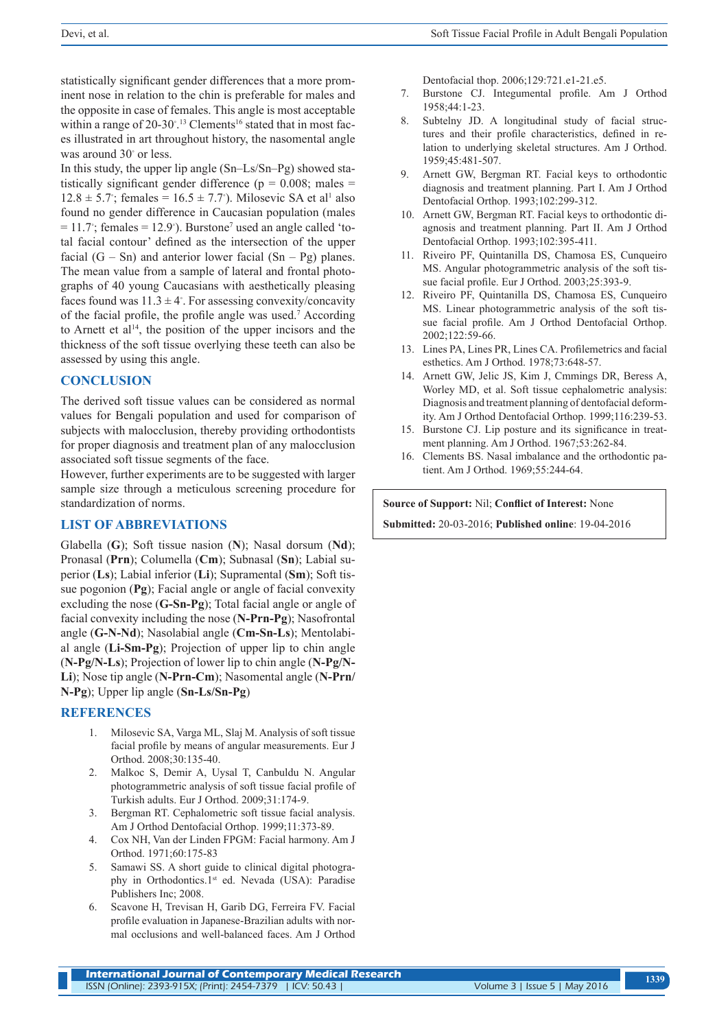statistically significant gender differences that a more prominent nose in relation to the chin is preferable for males and the opposite in case of females. This angle is most acceptable within a range of 20-30°.[13] Clements[16] stated that in most faces illustrated in art throughout history, the nasomental angle was around 30° or less.

In this study, the upper lip angle (Sn–Ls/Sn–Pg) showed statistically significant gender difference ($p = 0.008$; males = 12.8 ± 5.7°; females = 16.5 ± 7.7°). Milosevic SA et al[1] also found no gender difference in Caucasian population (males = 11.7°; females = 12.9°). Burstone[7] used an angle called 'total facial contour' defined as the intersection of the upper facial (G – Sn) and anterior lower facial (Sn – Pg) planes. The mean value from a sample of lateral and frontal photographs of 40 young Caucasians with aesthetically pleasing faces found was 11.3 ± 4°. For assessing convexity/concavity of the facial profile, the profile angle was used.[7] According to Arnett et al[14], the position of the upper incisors and the thickness of the soft tissue overlying these teeth can also be assessed by using this angle.

## CONCLUSION

The derived soft tissue values can be considered as normal values for Bengali population and used for comparison of subjects with malocclusion, thereby providing orthodontists for proper diagnosis and treatment plan of any malocclusion associated soft tissue segments of the face.

However, further experiments are to be suggested with larger sample size through a meticulous screening procedure for standardization of norms.

## LIST OF ABBREVIATIONS

Glabella (**G**); Soft tissue nasion (**N**); Nasal dorsum (**Nd**); Pronasal (**Prn**); Columella (**Cm**); Subnasal (**Sn**); Labial superior (**Ls**); Labial inferior (**Li**); Supramental (**Sm**); Soft tissue pogonion (**Pg**); Facial angle or angle of facial convexity excluding the nose (**G-Sn-Pg**); Total facial angle or angle of facial convexity including the nose (**N-Prn-Pg**); Nasofrontal angle (**G-N-Nd**); Nasolabial angle (**Cm-Sn-Ls**); Mentolabial angle (**Li-Sm-Pg**); Projection of upper lip to chin angle (**N-Pg/N-Ls**); Projection of lower lip to chin angle (**N-Pg/N-Li**); Nose tip angle (**N-Prn-Cm**); Nasomental angle (**N-Prn/N-Pg**); Upper lip angle (**Sn-Ls/Sn-Pg**)

## REFERENCES

1. Milosevic SA, Varga ML, Slaj M. Analysis of soft tissue facial profile by means of angular measurements. Eur J Orthod. 2008;30:135-40.
2. Malkoc S, Demir A, Uysal T, Canbuldu N. Angular photogrammetric analysis of soft tissue facial profile of Turkish adults. Eur J Orthod. 2009;31:174-9.
3. Bergman RT. Cephalometric soft tissue facial analysis. Am J Orthod Dentofacial Orthop. 1999;11:373-89.
4. Cox NH, Van der Linden FPGM: Facial harmony. Am J Orthod. 1971;60:175-83
5. Samawi SS. A short guide to clinical digital photography in Orthodontics.1st ed. Nevada (USA): Paradise Publishers Inc; 2008.
6. Scavone H, Trevisan H, Garib DG, Ferreira FV. Facial profile evaluation in Japanese-Brazilian adults with normal occlusions and well-balanced faces. Am J Orthod Dentofacial thop. 2006;129:721.e1-21.e5.
7. Burstone CJ. Integumental profile. Am J Orthod 1958;44:1-23.
8. Subtelny JD. A longitudinal study of facial structures and their profile characteristics, defined in relation to underlying skeletal structures. Am J Orthod. 1959;45:481-507.
9. Arnett GW, Bergman RT. Facial keys to orthodontic diagnosis and treatment planning. Part I. Am J Orthod Dentofacial Orthop. 1993;102:299-312.
10. Arnett GW, Bergman RT. Facial keys to orthodontic diagnosis and treatment planning. Part II. Am J Orthod Dentofacial Orthop. 1993;102:395-411.
11. Riveiro PF, Quintanilla DS, Chamosa ES, Cunqueiro MS. Angular photogrammetric analysis of the soft tissue facial profile. Eur J Orthod. 2003;25:393-9.
12. Riveiro PF, Quintanilla DS, Chamosa ES, Cunqueiro MS. Linear photogrammetric analysis of the soft tissue facial profile. Am J Orthod Dentofacial Orthop. 2002;122:59-66.
13. Lines PA, Lines PR, Lines CA. Profilemetrics and facial esthetics. Am J Orthod. 1978;73:648-57.
14. Arnett GW, Jelic JS, Kim J, Cmmings DR, Beress A, Worley MD, et al. Soft tissue cephalometric analysis: Diagnosis and treatment planning of dentofacial deformity. Am J Orthod Dentofacial Orthop. 1999;116:239-53.
15. Burstone CJ. Lip posture and its significance in treatment planning. Am J Orthod. 1967;53:262-84.
16. Clements BS. Nasal imbalance and the orthodontic patient. Am J Orthod. 1969;55:244-64.

**Source of Support:** Nil; **Conflict of Interest:** None

**Submitted:** 20-03-2016; **Published online**: 19-04-2016